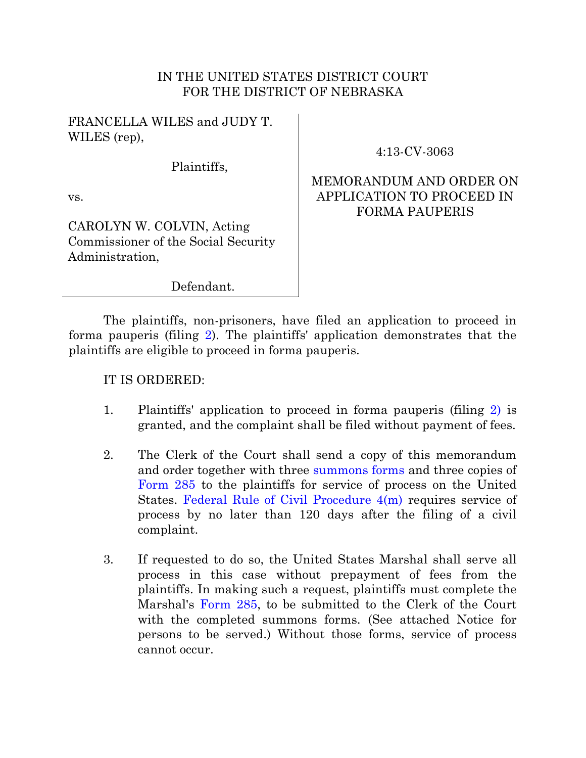IN THE UNITED STATES DISTRICT COURT
FOR THE DISTRICT OF NEBRASKA

FRANCELLA WILES and JUDY T. WILES (rep),

Plaintiffs,

vs.

CAROLYN W. COLVIN, Acting Commissioner of the Social Security Administration,

Defendant.

4:13-CV-3063

MEMORANDUM AND ORDER ON APPLICATION TO PROCEED IN FORMA PAUPERIS

The plaintiffs, non-prisoners, have filed an application to proceed in forma pauperis (filing 2). The plaintiffs' application demonstrates that the plaintiffs are eligible to proceed in forma pauperis.

IT IS ORDERED:

1. Plaintiffs' application to proceed in forma pauperis (filing 2) is granted, and the complaint shall be filed without payment of fees.

2. The Clerk of the Court shall send a copy of this memorandum and order together with three summons forms and three copies of Form 285 to the plaintiffs for service of process on the United States. Federal Rule of Civil Procedure 4(m) requires service of process by no later than 120 days after the filing of a civil complaint.

3. If requested to do so, the United States Marshal shall serve all process in this case without prepayment of fees from the plaintiffs. In making such a request, plaintiffs must complete the Marshal's Form 285, to be submitted to the Clerk of the Court with the completed summons forms. (See attached Notice for persons to be served.) Without those forms, service of process cannot occur.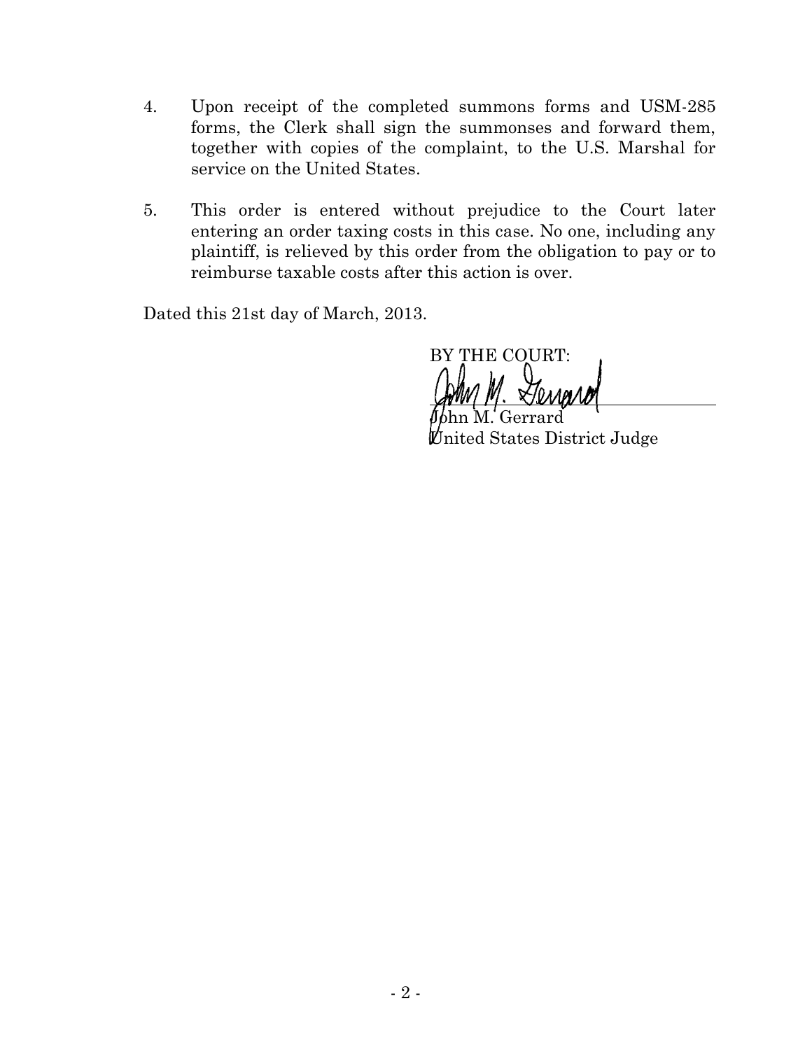4. Upon receipt of the completed summons forms and USM-285 forms, the Clerk shall sign the summonses and forward them, together with copies of the complaint, to the U.S. Marshal for service on the United States.

5. This order is entered without prejudice to the Court later entering an order taxing costs in this case. No one, including any plaintiff, is relieved by this order from the obligation to pay or to reimburse taxable costs after this action is over.

Dated this 21st day of March, 2013.

BY THE COURT:

John M. Gerrard
United States District Judge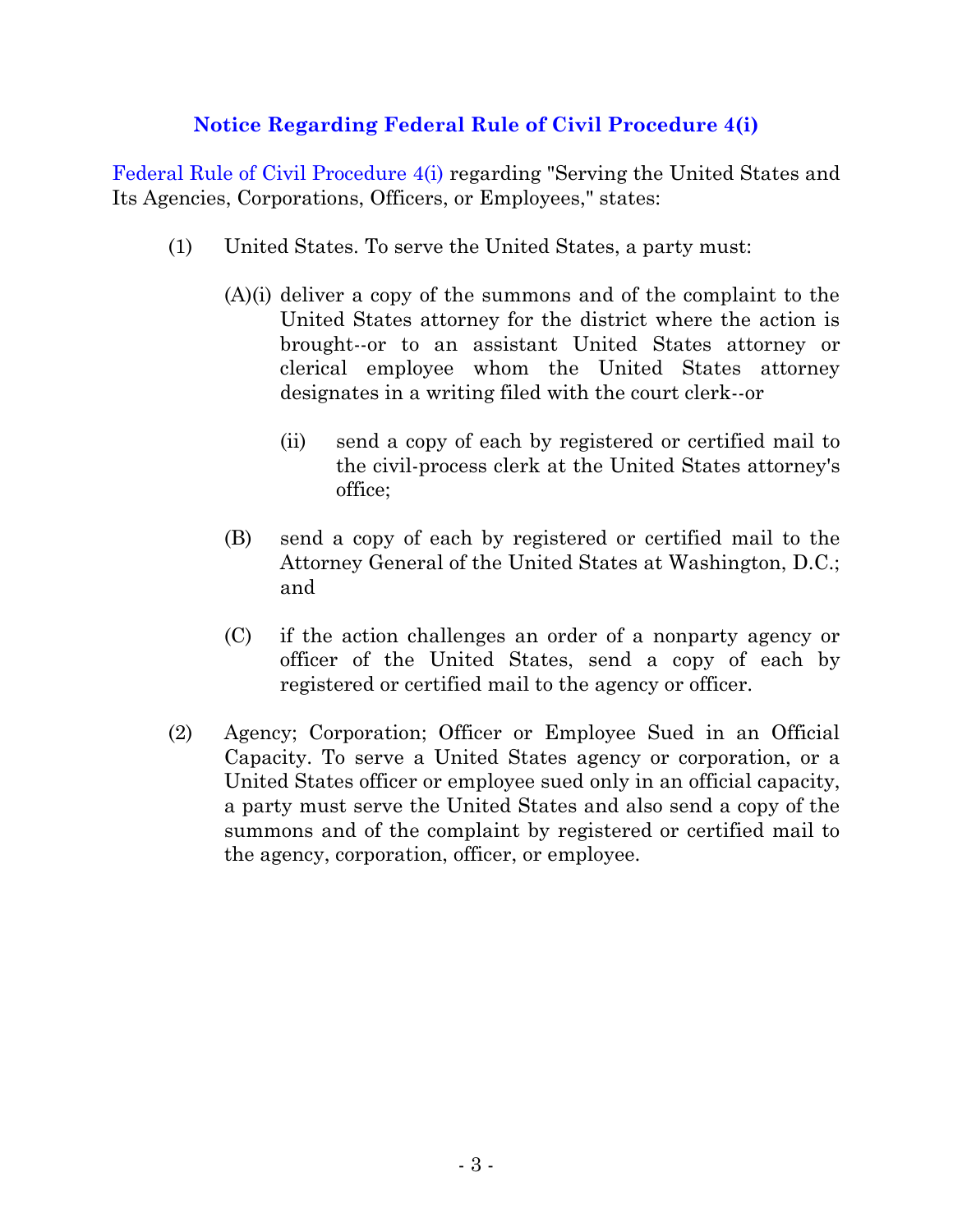## Notice Regarding Federal Rule of Civil Procedure 4(i)

Federal Rule of Civil Procedure 4(i) regarding "Serving the United States and Its Agencies, Corporations, Officers, or Employees," states:

(1) United States. To serve the United States, a party must:

(A)(i) deliver a copy of the summons and of the complaint to the United States attorney for the district where the action is brought--or to an assistant United States attorney or clerical employee whom the United States attorney designates in a writing filed with the court clerk--or

(ii) send a copy of each by registered or certified mail to the civil-process clerk at the United States attorney's office;

(B) send a copy of each by registered or certified mail to the Attorney General of the United States at Washington, D.C.; and

(C) if the action challenges an order of a nonparty agency or officer of the United States, send a copy of each by registered or certified mail to the agency or officer.

(2) Agency; Corporation; Officer or Employee Sued in an Official Capacity. To serve a United States agency or corporation, or a United States officer or employee sued only in an official capacity, a party must serve the United States and also send a copy of the summons and of the complaint by registered or certified mail to the agency, corporation, officer, or employee.